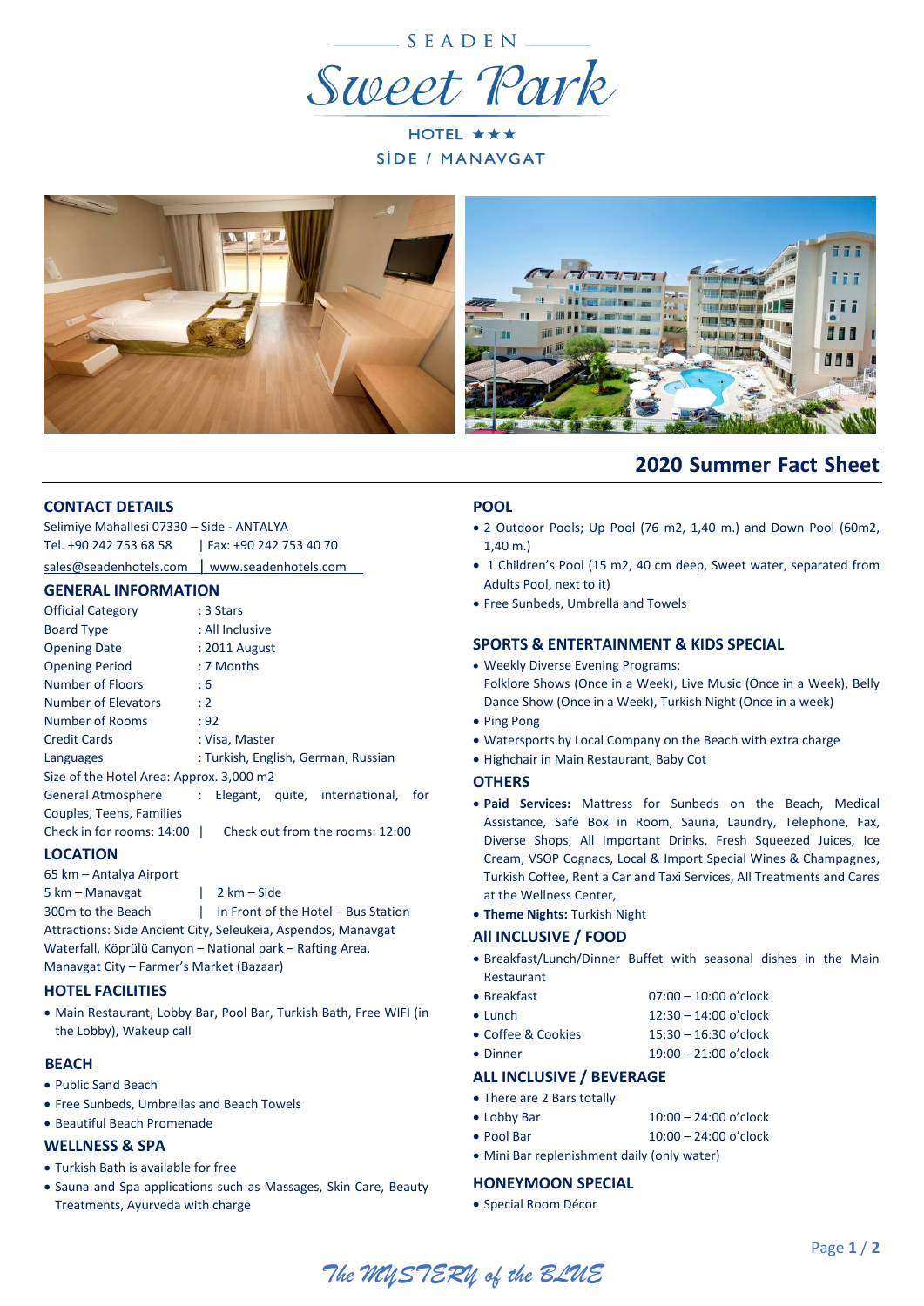SEADEN

# Sweet Park

HOTEL ★★★

SİDE / MANAVGAT

## 2020 Summer Fact Sheet

### CONTACT DETAILS

Selimiye Mahallesi 07330 – Side - ANTALYA
Tel. +90 242 753 68 58 | Fax: +90 242 753 40 70
sales@seadenhotels.com | www.seadenhotels.com

### GENERAL INFORMATION

| | |
|---|---|
| Official Category | : 3 Stars |
| Board Type | : All Inclusive |
| Opening Date | : 2011 August |
| Opening Period | : 7 Months |
| Number of Floors | : 6 |
| Number of Elevators | : 2 |
| Number of Rooms | : 92 |
| Credit Cards | : Visa, Master |
| Languages | : Turkish, English, German, Russian |

Size of the Hotel Area: Approx. 3,000 m2

General Atmosphere : Elegant, quite, international, for Couples, Teens, Families

Check in for rooms: 14:00 | Check out from the rooms: 12:00

### LOCATION

65 km – Antalya Airport
5 km – Manavgat | 2 km – Side
300m to the Beach | In Front of the Hotel – Bus Station
Attractions: Side Ancient City, Seleukeia, Aspendos, Manavgat Waterfall, Köprülü Canyon – National park – Rafting Area, Manavgat City – Farmer's Market (Bazaar)

### HOTEL FACILITIES

- Main Restaurant, Lobby Bar, Pool Bar, Turkish Bath, Free WIFI (in the Lobby), Wakeup call

### BEACH

- Public Sand Beach
- Free Sunbeds, Umbrellas and Beach Towels
- Beautiful Beach Promenade

### WELLNESS & SPA

- Turkish Bath is available for free
- Sauna and Spa applications such as Massages, Skin Care, Beauty Treatments, Ayurveda with charge

### POOL

- 2 Outdoor Pools; Up Pool (76 m2, 1,40 m.) and Down Pool (60m2, 1,40 m.)
- 1 Children's Pool (15 m2, 40 cm deep, Sweet water, separated from Adults Pool, next to it)
- Free Sunbeds, Umbrella and Towels

### SPORTS & ENTERTAINMENT & KIDS SPECIAL

- Weekly Diverse Evening Programs:
  Folklore Shows (Once in a Week), Live Music (Once in a Week), Belly Dance Show (Once in a Week), Turkish Night (Once in a week)
- Ping Pong
- Watersports by Local Company on the Beach with extra charge
- Highchair in Main Restaurant, Baby Cot

### OTHERS

- **Paid Services:** Mattress for Sunbeds on the Beach, Medical Assistance, Safe Box in Room, Sauna, Laundry, Telephone, Fax, Diverse Shops, All Important Drinks, Fresh Squeezed Juices, Ice Cream, VSOP Cognacs, Local & Import Special Wines & Champagnes, Turkish Coffee, Rent a Car and Taxi Services, All Treatments and Cares at the Wellness Center,
- **Theme Nights:** Turkish Night

### All INCLUSIVE / FOOD

- Breakfast/Lunch/Dinner Buffet with seasonal dishes in the Main Restaurant
- Breakfast 07:00 – 10:00 o'clock
- Lunch 12:30 – 14:00 o'clock
- Coffee & Cookies 15:30 – 16:30 o'clock
- Dinner 19:00 – 21:00 o'clock

### ALL INCLUSIVE / BEVERAGE

- There are 2 Bars totally
- Lobby Bar 10:00 – 24:00 o'clock
- Pool Bar 10:00 – 24:00 o'clock
- Mini Bar replenishment daily (only water)

### HONEYMOON SPECIAL

- Special Room Décor

*The MYSTERY of the BLUE*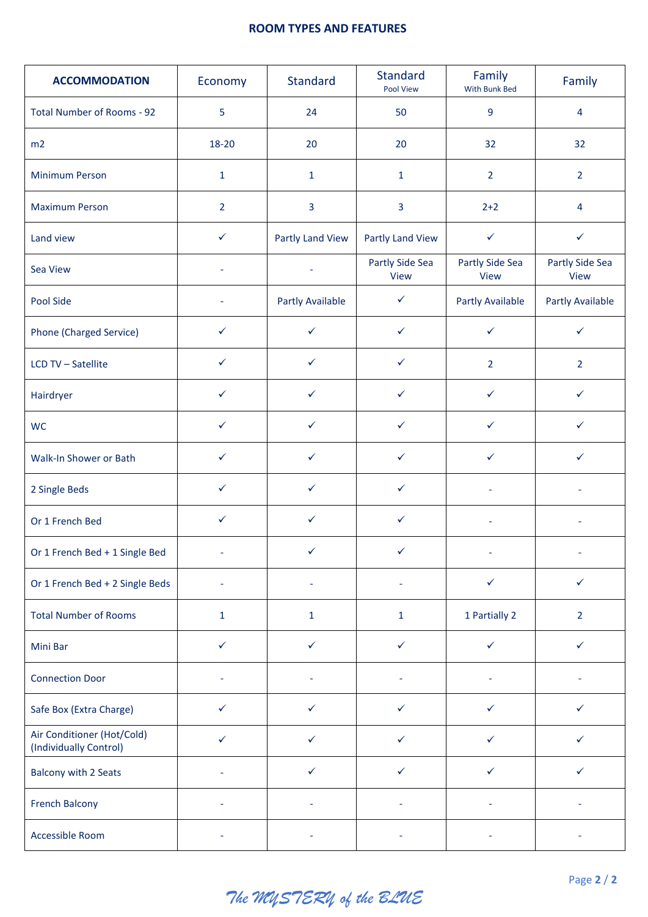## ROOM TYPES AND FEATURES

| ACCOMMODATION | Economy | Standard | Standard Pool View | Family With Bunk Bed | Family |
|---|---|---|---|---|---|
| Total Number of Rooms - 92 | 5 | 24 | 50 | 9 | 4 |
| m2 | 18-20 | 20 | 20 | 32 | 32 |
| Minimum Person | 1 | 1 | 1 | 2 | 2 |
| Maximum Person | 2 | 3 | 3 | 2+2 | 4 |
| Land view | ✓ | Partly Land View | Partly Land View | ✓ | ✓ |
| Sea View | - | - | Partly Side Sea View | Partly Side Sea View | Partly Side Sea View |
| Pool Side | - | Partly Available | ✓ | Partly Available | Partly Available |
| Phone (Charged Service) | ✓ | ✓ | ✓ | ✓ | ✓ |
| LCD TV – Satellite | ✓ | ✓ | ✓ | 2 | 2 |
| Hairdryer | ✓ | ✓ | ✓ | ✓ | ✓ |
| WC | ✓ | ✓ | ✓ | ✓ | ✓ |
| Walk-In Shower or Bath | ✓ | ✓ | ✓ | ✓ | ✓ |
| 2 Single Beds | ✓ | ✓ | ✓ | - | - |
| Or 1 French Bed | ✓ | ✓ | ✓ | - | - |
| Or 1 French Bed + 1 Single Bed | - | ✓ | ✓ | - | - |
| Or 1 French Bed + 2 Single Beds | - | - | - | ✓ | ✓ |
| Total Number of Rooms | 1 | 1 | 1 | 1 Partially 2 | 2 |
| Mini Bar | ✓ | ✓ | ✓ | ✓ | ✓ |
| Connection Door | - | - | - | - | - |
| Safe Box (Extra Charge) | ✓ | ✓ | ✓ | ✓ | ✓ |
| Air Conditioner (Hot/Cold) (Individually Control) | ✓ | ✓ | ✓ | ✓ | ✓ |
| Balcony with 2 Seats | - | ✓ | ✓ | ✓ | ✓ |
| French Balcony | - | - | - | - | - |
| Accessible Room | - | - | - | - | - |

*The MYSTERY of the BLUE*